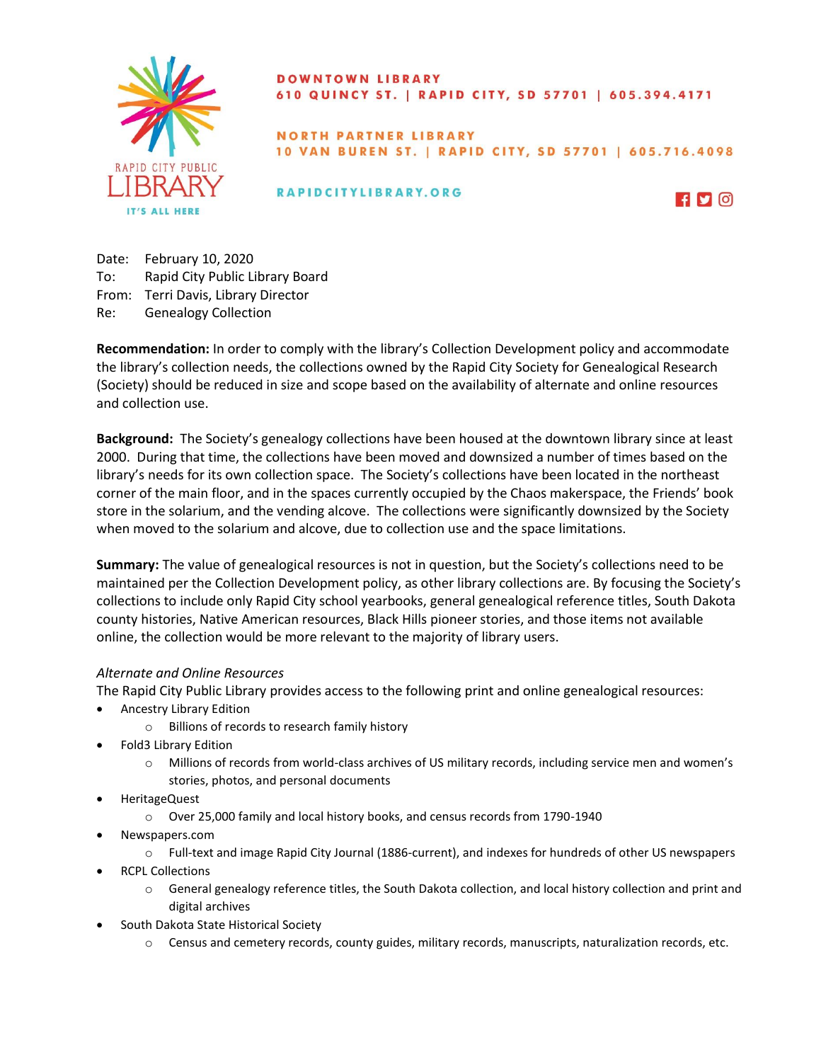RAPID CITY PUBLIC LIBRARY
IT'S ALL HERE

**DOWNTOWN LIBRARY**
610 QUINCY ST. | RAPID CITY, SD 57701 | 605.394.4171

**NORTH PARTNER LIBRARY**
10 VAN BUREN ST. | RAPID CITY, SD 57701 | 605.716.4098

RAPIDCITYLIBRARY.ORG

Date: February 10, 2020
To: Rapid City Public Library Board
From: Terri Davis, Library Director
Re: Genealogy Collection

**Recommendation:** In order to comply with the library's Collection Development policy and accommodate the library's collection needs, the collections owned by the Rapid City Society for Genealogical Research (Society) should be reduced in size and scope based on the availability of alternate and online resources and collection use.

**Background:** The Society's genealogy collections have been housed at the downtown library since at least 2000. During that time, the collections have been moved and downsized a number of times based on the library's needs for its own collection space. The Society's collections have been located in the northeast corner of the main floor, and in the spaces currently occupied by the Chaos makerspace, the Friends' book store in the solarium, and the vending alcove. The collections were significantly downsized by the Society when moved to the solarium and alcove, due to collection use and the space limitations.

**Summary:** The value of genealogical resources is not in question, but the Society's collections need to be maintained per the Collection Development policy, as other library collections are. By focusing the Society's collections to include only Rapid City school yearbooks, general genealogical reference titles, South Dakota county histories, Native American resources, Black Hills pioneer stories, and those items not available online, the collection would be more relevant to the majority of library users.

*Alternate and Online Resources*

The Rapid City Public Library provides access to the following print and online genealogical resources:

- Ancestry Library Edition
  - Billions of records to research family history
- Fold3 Library Edition
  - Millions of records from world-class archives of US military records, including service men and women's stories, photos, and personal documents
- HeritageQuest
  - Over 25,000 family and local history books, and census records from 1790-1940
- Newspapers.com
  - Full-text and image Rapid City Journal (1886-current), and indexes for hundreds of other US newspapers
- RCPL Collections
  - General genealogy reference titles, the South Dakota collection, and local history collection and print and digital archives
- South Dakota State Historical Society
  - Census and cemetery records, county guides, military records, manuscripts, naturalization records, etc.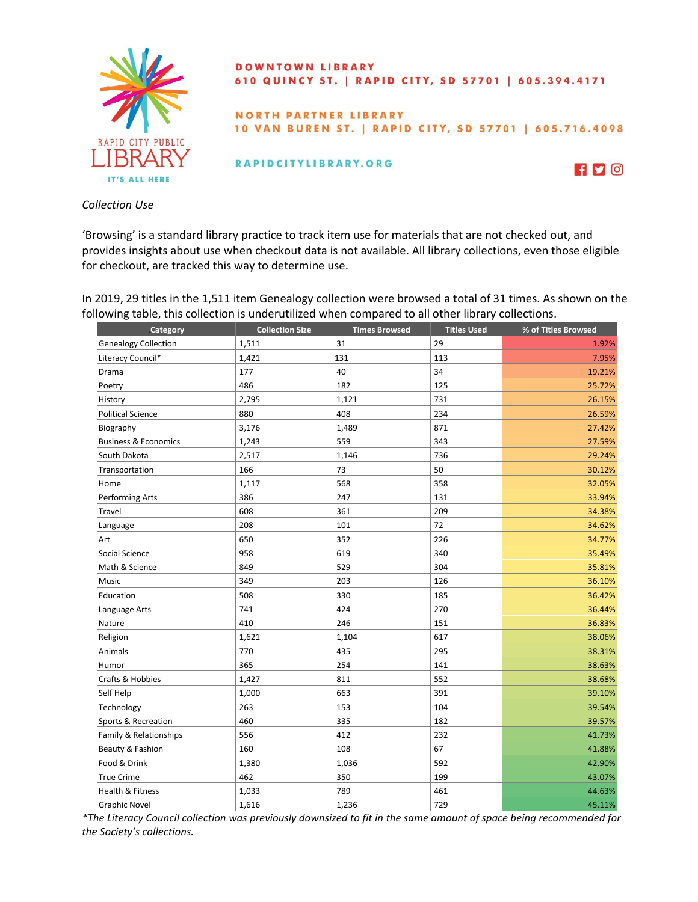DOWNTOWN LIBRARY
610 QUINCY ST. | RAPID CITY, SD 57701 | 605.394.4171

NORTH PARTNER LIBRARY
10 VAN BUREN ST. | RAPID CITY, SD 57701 | 605.716.4098

RAPIDCITYLIBRARY.ORG

RAPID CITY PUBLIC LIBRARY
IT'S ALL HERE

*Collection Use*

'Browsing' is a standard library practice to track item use for materials that are not checked out, and provides insights about use when checkout data is not available. All library collections, even those eligible for checkout, are tracked this way to determine use.

In 2019, 29 titles in the 1,511 item Genealogy collection were browsed a total of 31 times. As shown on the following table, this collection is underutilized when compared to all other library collections.

| Category | Collection Size | Times Browsed | Titles Used | % of Titles Browsed |
|---|---|---|---|---|
| Genealogy Collection | 1,511 | 31 | 29 | 1.92% |
| Literacy Council* | 1,421 | 131 | 113 | 7.95% |
| Drama | 177 | 40 | 34 | 19.21% |
| Poetry | 486 | 182 | 125 | 25.72% |
| History | 2,795 | 1,121 | 731 | 26.15% |
| Political Science | 880 | 408 | 234 | 26.59% |
| Biography | 3,176 | 1,489 | 871 | 27.42% |
| Business & Economics | 1,243 | 559 | 343 | 27.59% |
| South Dakota | 2,517 | 1,146 | 736 | 29.24% |
| Transportation | 166 | 73 | 50 | 30.12% |
| Home | 1,117 | 568 | 358 | 32.05% |
| Performing Arts | 386 | 247 | 131 | 33.94% |
| Travel | 608 | 361 | 209 | 34.38% |
| Language | 208 | 101 | 72 | 34.62% |
| Art | 650 | 352 | 226 | 34.77% |
| Social Science | 958 | 619 | 340 | 35.49% |
| Math & Science | 849 | 529 | 304 | 35.81% |
| Music | 349 | 203 | 126 | 36.10% |
| Education | 508 | 330 | 185 | 36.42% |
| Language Arts | 741 | 424 | 270 | 36.44% |
| Nature | 410 | 246 | 151 | 36.83% |
| Religion | 1,621 | 1,104 | 617 | 38.06% |
| Animals | 770 | 435 | 295 | 38.31% |
| Humor | 365 | 254 | 141 | 38.63% |
| Crafts & Hobbies | 1,427 | 811 | 552 | 38.68% |
| Self Help | 1,000 | 663 | 391 | 39.10% |
| Technology | 263 | 153 | 104 | 39.54% |
| Sports & Recreation | 460 | 335 | 182 | 39.57% |
| Family & Relationships | 556 | 412 | 232 | 41.73% |
| Beauty & Fashion | 160 | 108 | 67 | 41.88% |
| Food & Drink | 1,380 | 1,036 | 592 | 42.90% |
| True Crime | 462 | 350 | 199 | 43.07% |
| Health & Fitness | 1,033 | 789 | 461 | 44.63% |
| Graphic Novel | 1,616 | 1,236 | 729 | 45.11% |

**The Literacy Council collection was previously downsized to fit in the same amount of space being recommended for the Society's collections.*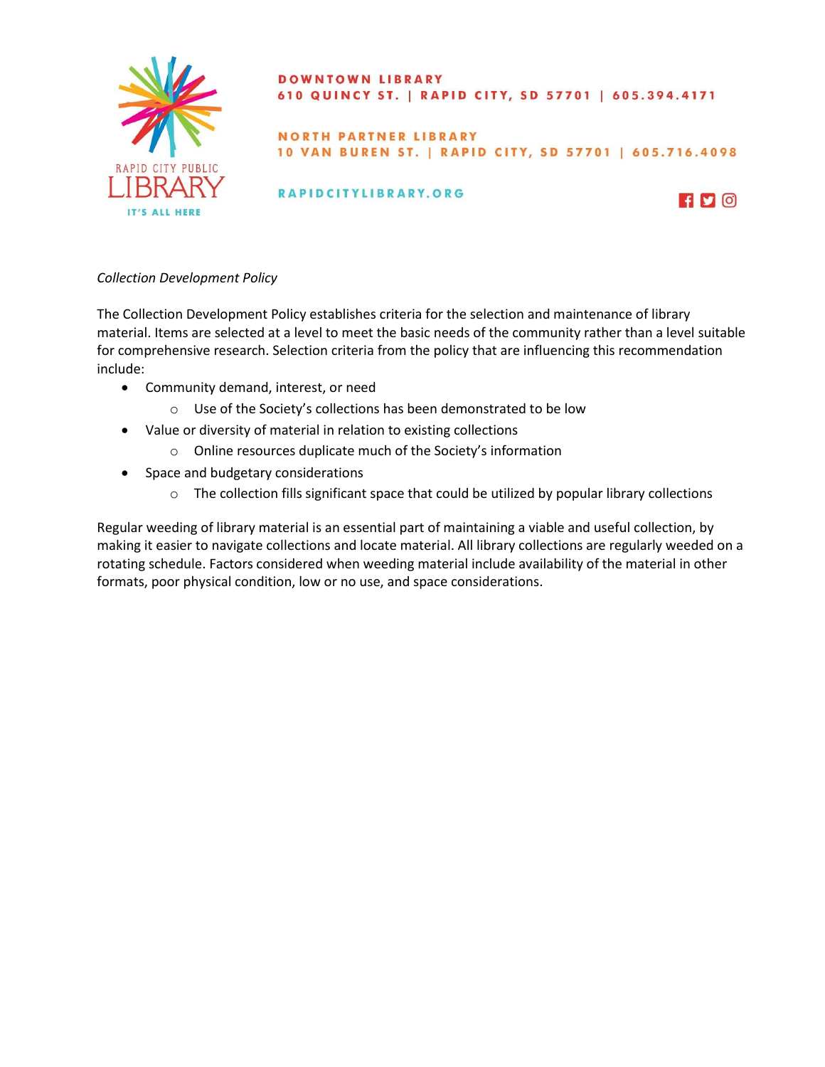*Collection Development Policy*

The Collection Development Policy establishes criteria for the selection and maintenance of library material. Items are selected at a level to meet the basic needs of the community rather than a level suitable for comprehensive research. Selection criteria from the policy that are influencing this recommendation include:

- Community demand, interest, or need
  - Use of the Society's collections has been demonstrated to be low
- Value or diversity of material in relation to existing collections
  - Online resources duplicate much of the Society's information
- Space and budgetary considerations
  - The collection fills significant space that could be utilized by popular library collections

Regular weeding of library material is an essential part of maintaining a viable and useful collection, by making it easier to navigate collections and locate material. All library collections are regularly weeded on a rotating schedule. Factors considered when weeding material include availability of the material in other formats, poor physical condition, low or no use, and space considerations.